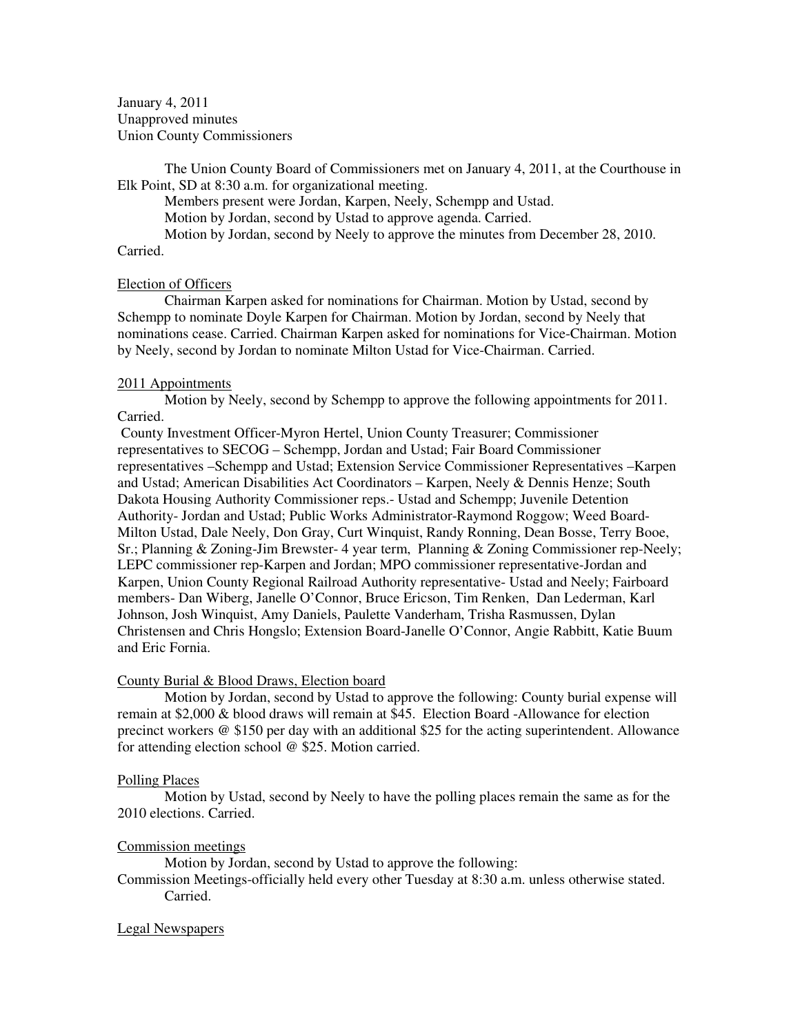January 4, 2011
Unapproved minutes
Union County Commissioners

The Union County Board of Commissioners met on January 4, 2011, at the Courthouse in Elk Point, SD at 8:30 a.m. for organizational meeting.

Members present were Jordan, Karpen, Neely, Schempp and Ustad.

Motion by Jordan, second by Ustad to approve agenda. Carried.

Motion by Jordan, second by Neely to approve the minutes from December 28, 2010. Carried.

Election of Officers

Chairman Karpen asked for nominations for Chairman. Motion by Ustad, second by Schempp to nominate Doyle Karpen for Chairman. Motion by Jordan, second by Neely that nominations cease. Carried. Chairman Karpen asked for nominations for Vice-Chairman. Motion by Neely, second by Jordan to nominate Milton Ustad for Vice-Chairman. Carried.

2011 Appointments

Motion by Neely, second by Schempp to approve the following appointments for 2011. Carried.

County Investment Officer-Myron Hertel, Union County Treasurer; Commissioner representatives to SECOG – Schempp, Jordan and Ustad; Fair Board Commissioner representatives –Schempp and Ustad; Extension Service Commissioner Representatives –Karpen and Ustad; American Disabilities Act Coordinators – Karpen, Neely & Dennis Henze; South Dakota Housing Authority Commissioner reps.- Ustad and Schempp; Juvenile Detention Authority- Jordan and Ustad; Public Works Administrator-Raymond Roggow; Weed Board-Milton Ustad, Dale Neely, Don Gray, Curt Winquist, Randy Ronning, Dean Bosse, Terry Booe, Sr.; Planning & Zoning-Jim Brewster- 4 year term, Planning & Zoning Commissioner rep-Neely; LEPC commissioner rep-Karpen and Jordan; MPO commissioner representative-Jordan and Karpen, Union County Regional Railroad Authority representative- Ustad and Neely; Fairboard members- Dan Wiberg, Janelle O'Connor, Bruce Ericson, Tim Renken, Dan Lederman, Karl Johnson, Josh Winquist, Amy Daniels, Paulette Vanderham, Trisha Rasmussen, Dylan Christensen and Chris Hongslo; Extension Board-Janelle O'Connor, Angie Rabbitt, Katie Buum and Eric Fornia.

County Burial & Blood Draws, Election board

Motion by Jordan, second by Ustad to approve the following: County burial expense will remain at $2,000 & blood draws will remain at $45. Election Board -Allowance for election precinct workers @ $150 per day with an additional $25 for the acting superintendent. Allowance for attending election school @ $25. Motion carried.

Polling Places

Motion by Ustad, second by Neely to have the polling places remain the same as for the 2010 elections. Carried.

Commission meetings

Motion by Jordan, second by Ustad to approve the following:
Commission Meetings-officially held every other Tuesday at 8:30 a.m. unless otherwise stated. Carried.

Legal Newspapers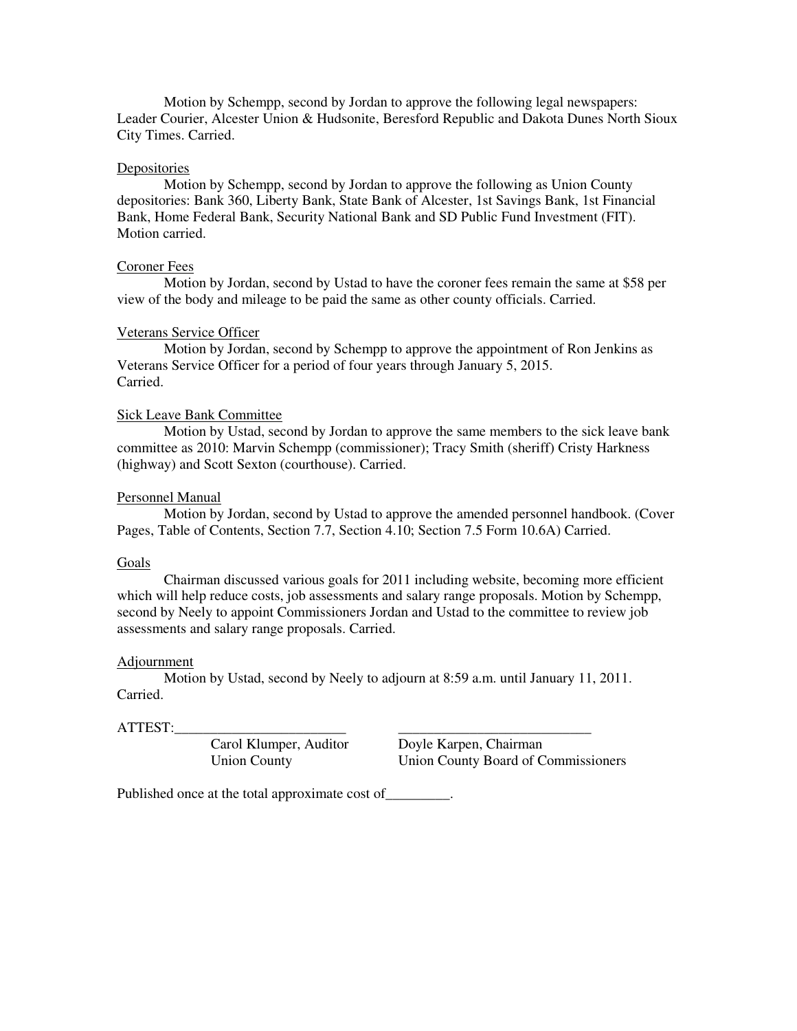Motion by Schempp, second by Jordan to approve the following legal newspapers: Leader Courier, Alcester Union & Hudsonite, Beresford Republic and Dakota Dunes North Sioux City Times. Carried.

Depositories

Motion by Schempp, second by Jordan to approve the following as Union County depositories: Bank 360, Liberty Bank, State Bank of Alcester, 1st Savings Bank, 1st Financial Bank, Home Federal Bank, Security National Bank and SD Public Fund Investment (FIT). Motion carried.

Coroner Fees

Motion by Jordan, second by Ustad to have the coroner fees remain the same at $58 per view of the body and mileage to be paid the same as other county officials. Carried.

Veterans Service Officer

Motion by Jordan, second by Schempp to approve the appointment of Ron Jenkins as Veterans Service Officer for a period of four years through January 5, 2015.
Carried.

Sick Leave Bank Committee

Motion by Ustad, second by Jordan to approve the same members to the sick leave bank committee as 2010: Marvin Schempp (commissioner); Tracy Smith (sheriff) Cristy Harkness (highway) and Scott Sexton (courthouse). Carried.

Personnel Manual

Motion by Jordan, second by Ustad to approve the amended personnel handbook. (Cover Pages, Table of Contents, Section 7.7, Section 4.10; Section 7.5 Form 10.6A) Carried.

Goals

Chairman discussed various goals for 2011 including website, becoming more efficient which will help reduce costs, job assessments and salary range proposals. Motion by Schempp, second by Neely to appoint Commissioners Jordan and Ustad to the committee to review job assessments and salary range proposals. Carried.

Adjournment

Motion by Ustad, second by Neely to adjourn at 8:59 a.m. until January 11, 2011. Carried.

ATTEST:________________________ ___________________________

Carol Klumper, Auditor — Doyle Karpen, Chairman
Union County — Union County Board of Commissioners

Published once at the total approximate cost of_________.